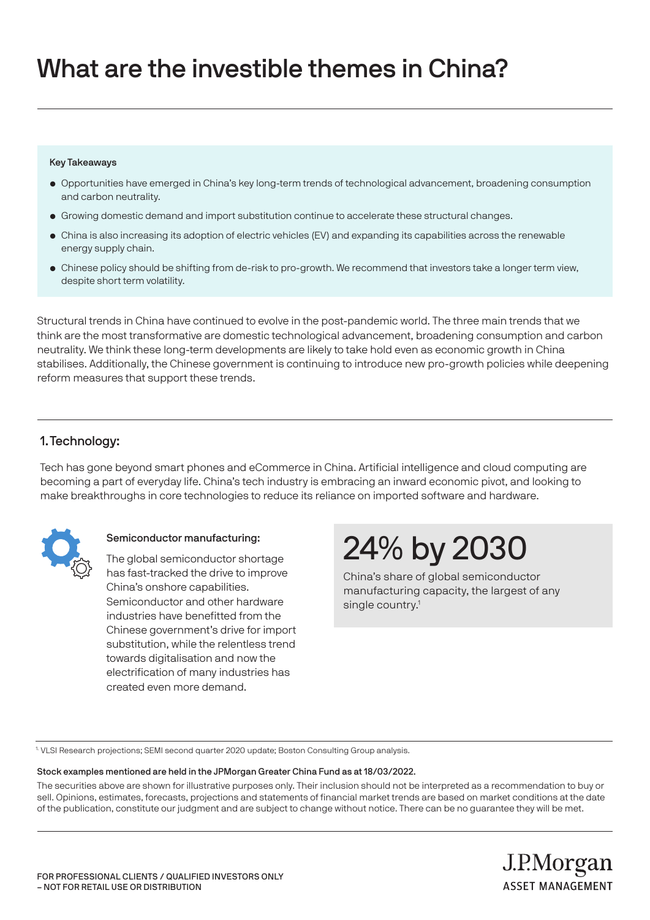# What are the investible themes in China?

**Key Takeaways**

- Opportunities have emerged in China's key long-term trends of technological advancement, broadening consumption and carbon neutrality.
- Growing domestic demand and import substitution continue to accelerate these structural changes.
- China is also increasing its adoption of electric vehicles (EV) and expanding its capabilities across the renewable energy supply chain.
- Chinese policy should be shifting from de-risk to pro-growth. We recommend that investors take a longer term view, despite short term volatility.

Structural trends in China have continued to evolve in the post-pandemic world. The three main trends that we think are the most transformative are domestic technological advancement, broadening consumption and carbon neutrality. We think these long-term developments are likely to take hold even as economic growth in China stabilises. Additionally, the Chinese government is continuing to introduce new pro-growth policies while deepening reform measures that support these trends.

## 1. Technology:

Tech has gone beyond smart phones and eCommerce in China. Artificial intelligence and cloud computing are becoming a part of everyday life. China's tech industry is embracing an inward economic pivot, and looking to make breakthroughs in core technologies to reduce its reliance on imported software and hardware.

**Semiconductor manufacturing:**

The global semiconductor shortage has fast-tracked the drive to improve China's onshore capabilities. Semiconductor and other hardware industries have benefitted from the Chinese government's drive for import substitution, while the relentless trend towards digitalisation and now the electrification of many industries has created even more demand.

**24% by 2030**

China's share of global semiconductor manufacturing capacity, the largest of any single country.[1]

[1] VLSI Research projections; SEMI second quarter 2020 update; Boston Consulting Group analysis.

**Stock examples mentioned are held in the JPMorgan Greater China Fund as at 18/03/2022.**

The securities above are shown for illustrative purposes only. Their inclusion should not be interpreted as a recommendation to buy or sell. Opinions, estimates, forecasts, projections and statements of financial market trends are based on market conditions at the date of the publication, constitute our judgment and are subject to change without notice. There can be no guarantee they will be met.

FOR PROFESSIONAL CLIENTS / QUALIFIED INVESTORS ONLY – NOT FOR RETAIL USE OR DISTRIBUTION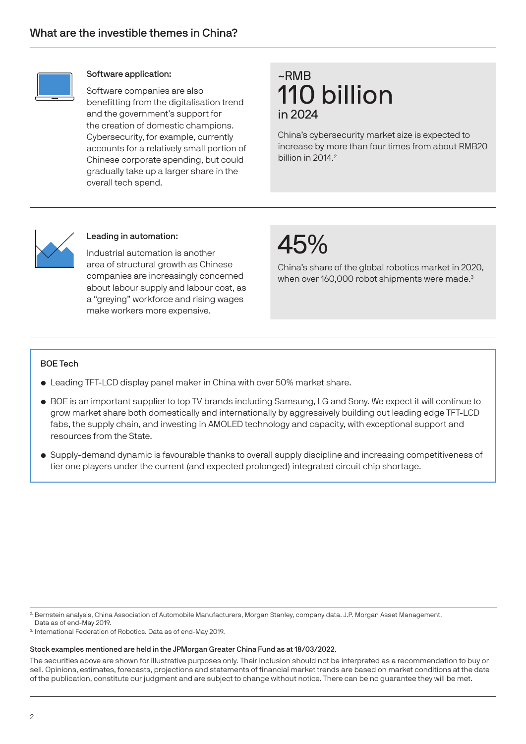## What are the investible themes in China?

**Software application:**

Software companies are also benefitting from the digitalisation trend and the government's support for the creation of domestic champions. Cybersecurity, for example, currently accounts for a relatively small portion of Chinese corporate spending, but could gradually take up a larger share in the overall tech spend.

~RMB
**110 billion**
in 2024

China's cybersecurity market size is expected to increase by more than four times from about RMB20 billion in 2014.[2]

**Leading in automation:**

Industrial automation is another area of structural growth as Chinese companies are increasingly concerned about labour supply and labour cost, as a "greying" workforce and rising wages make workers more expensive.

**45%**

China's share of the global robotics market in 2020, when over 160,000 robot shipments were made.[3]

### BOE Tech

- Leading TFT-LCD display panel maker in China with over 50% market share.
- BOE is an important supplier to top TV brands including Samsung, LG and Sony. We expect it will continue to grow market share both domestically and internationally by aggressively building out leading edge TFT-LCD fabs, the supply chain, and investing in AMOLED technology and capacity, with exceptional support and resources from the State.
- Supply-demand dynamic is favourable thanks to overall supply discipline and increasing competitiveness of tier one players under the current (and expected prolonged) integrated circuit chip shortage.

[2] Bernstein analysis, China Association of Automobile Manufacturers, Morgan Stanley, company data. J.P. Morgan Asset Management. Data as of end-May 2019.

[3] International Federation of Robotics. Data as of end-May 2019.

**Stock examples mentioned are held in the JPMorgan Greater China Fund as at 18/03/2022.**

The securities above are shown for illustrative purposes only. Their inclusion should not be interpreted as a recommendation to buy or sell. Opinions, estimates, forecasts, projections and statements of financial market trends are based on market conditions at the date of the publication, constitute our judgment and are subject to change without notice. There can be no guarantee they will be met.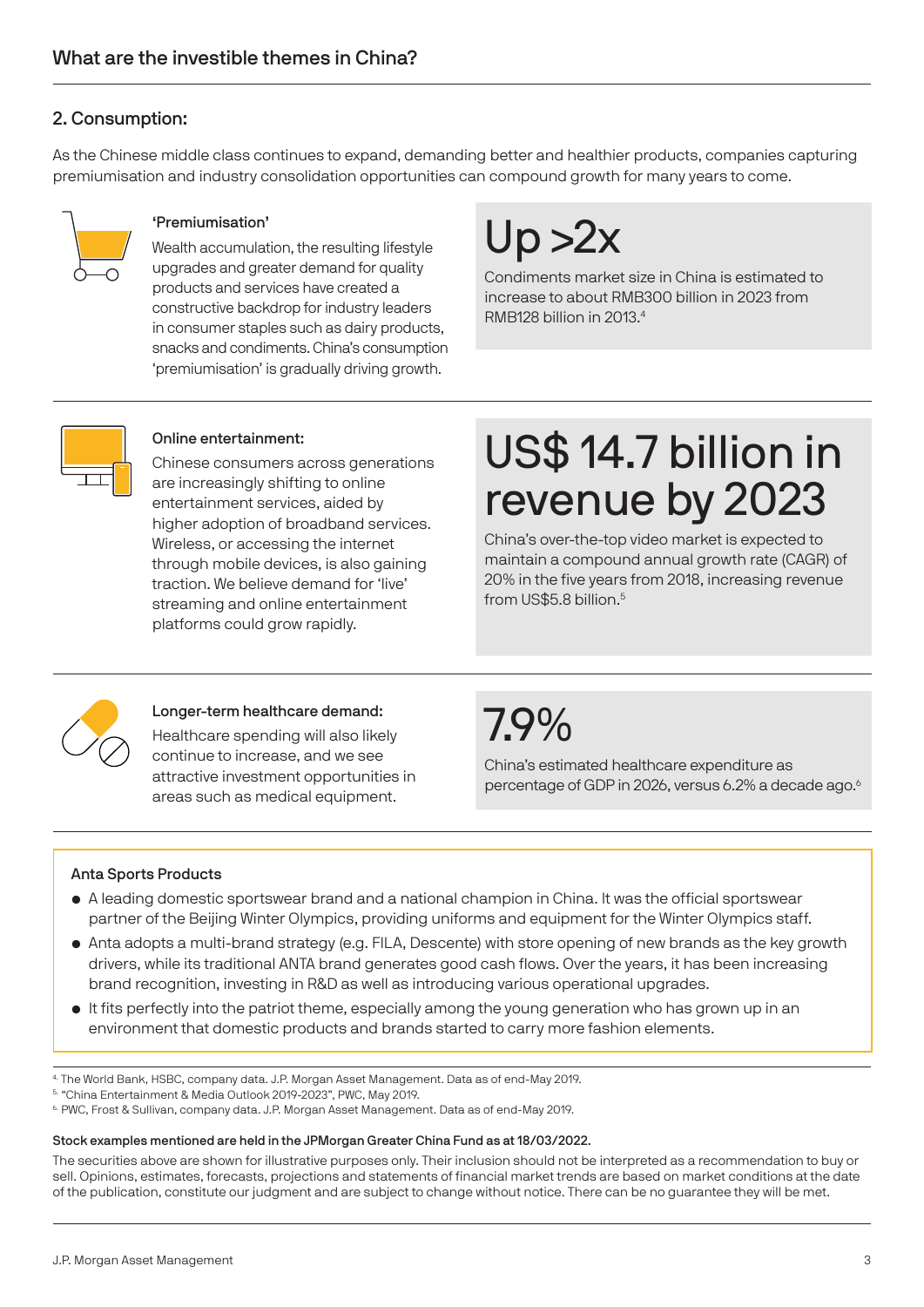## What are the investible themes in China?

### 2. Consumption:

As the Chinese middle class continues to expand, demanding better and healthier products, companies capturing premiumisation and industry consolidation opportunities can compound growth for many years to come.

**'Premiumisation'**

Wealth accumulation, the resulting lifestyle upgrades and greater demand for quality products and services have created a constructive backdrop for industry leaders in consumer staples such as dairy products, snacks and condiments. China's consumption 'premiumisation' is gradually driving growth.

**Up >2x**

Condiments market size in China is estimated to increase to about RMB300 billion in 2023 from RMB128 billion in 2013.[4]

**Online entertainment:**

Chinese consumers across generations are increasingly shifting to online entertainment services, aided by higher adoption of broadband services. Wireless, or accessing the internet through mobile devices, is also gaining traction. We believe demand for 'live' streaming and online entertainment platforms could grow rapidly.

**US$ 14.7 billion in revenue by 2023**

China's over-the-top video market is expected to maintain a compound annual growth rate (CAGR) of 20% in the five years from 2018, increasing revenue from US$5.8 billion.[5]

**Longer-term healthcare demand:**

Healthcare spending will also likely continue to increase, and we see attractive investment opportunities in areas such as medical equipment.

**7.9%**

China's estimated healthcare expenditure as percentage of GDP in 2026, versus 6.2% a decade ago.[6]

**Anta Sports Products**

- A leading domestic sportswear brand and a national champion in China. It was the official sportswear partner of the Beijing Winter Olympics, providing uniforms and equipment for the Winter Olympics staff.
- Anta adopts a multi-brand strategy (e.g. FILA, Descente) with store opening of new brands as the key growth drivers, while its traditional ANTA brand generates good cash flows. Over the years, it has been increasing brand recognition, investing in R&D as well as introducing various operational upgrades.
- It fits perfectly into the patriot theme, especially among the young generation who has grown up in an environment that domestic products and brands started to carry more fashion elements.

[4] The World Bank, HSBC, company data. J.P. Morgan Asset Management. Data as of end-May 2019.
[5] "China Entertainment & Media Outlook 2019-2023", PWC, May 2019.
[6] PWC, Frost & Sullivan, company data. J.P. Morgan Asset Management. Data as of end-May 2019.

**Stock examples mentioned are held in the JPMorgan Greater China Fund as at 18/03/2022.**

The securities above are shown for illustrative purposes only. Their inclusion should not be interpreted as a recommendation to buy or sell. Opinions, estimates, forecasts, projections and statements of financial market trends are based on market conditions at the date of the publication, constitute our judgment and are subject to change without notice. There can be no guarantee they will be met.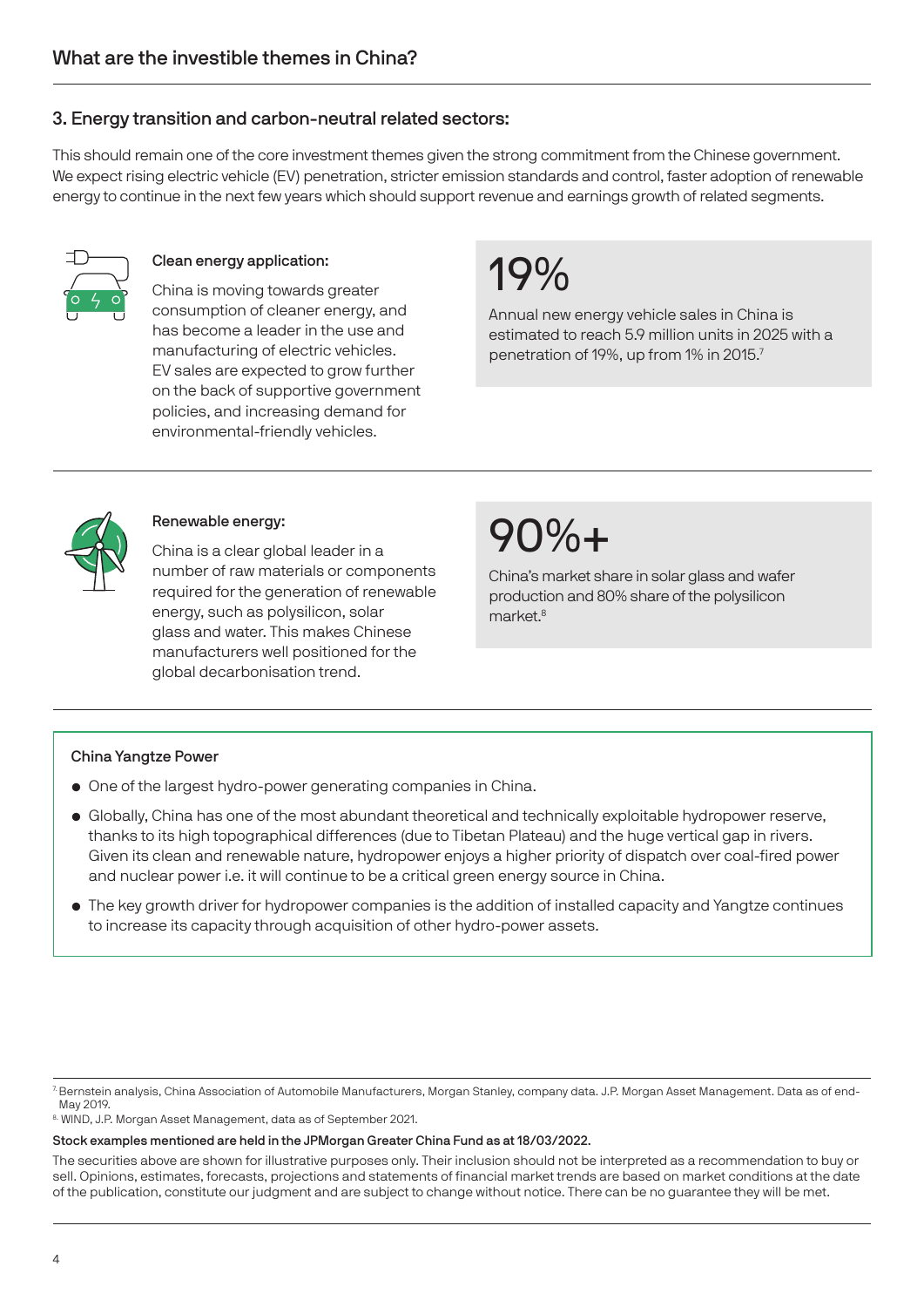## What are the investible themes in China?

### 3. Energy transition and carbon-neutral related sectors:

This should remain one of the core investment themes given the strong commitment from the Chinese government. We expect rising electric vehicle (EV) penetration, stricter emission standards and control, faster adoption of renewable energy to continue in the next few years which should support revenue and earnings growth of related segments.

**Clean energy application:**

China is moving towards greater consumption of cleaner energy, and has become a leader in the use and manufacturing of electric vehicles. EV sales are expected to grow further on the back of supportive government policies, and increasing demand for environmental-friendly vehicles.

**19%**

Annual new energy vehicle sales in China is estimated to reach 5.9 million units in 2025 with a penetration of 19%, up from 1% in 2015.[7]

**Renewable energy:**

China is a clear global leader in a number of raw materials or components required for the generation of renewable energy, such as polysilicon, solar glass and water. This makes Chinese manufacturers well positioned for the global decarbonisation trend.

**90%+**

China's market share in solar glass and wafer production and 80% share of the polysilicon market.[8]

**China Yangtze Power**

- One of the largest hydro-power generating companies in China.
- Globally, China has one of the most abundant theoretical and technically exploitable hydropower reserve, thanks to its high topographical differences (due to Tibetan Plateau) and the huge vertical gap in rivers. Given its clean and renewable nature, hydropower enjoys a higher priority of dispatch over coal-fired power and nuclear power i.e. it will continue to be a critical green energy source in China.
- The key growth driver for hydropower companies is the addition of installed capacity and Yangtze continues to increase its capacity through acquisition of other hydro-power assets.

[7] Bernstein analysis, China Association of Automobile Manufacturers, Morgan Stanley, company data. J.P. Morgan Asset Management. Data as of end-May 2019.

[8] WIND, J.P. Morgan Asset Management, data as of September 2021.

**Stock examples mentioned are held in the JPMorgan Greater China Fund as at 18/03/2022.**

The securities above are shown for illustrative purposes only. Their inclusion should not be interpreted as a recommendation to buy or sell. Opinions, estimates, forecasts, projections and statements of financial market trends are based on market conditions at the date of the publication, constitute our judgment and are subject to change without notice. There can be no guarantee they will be met.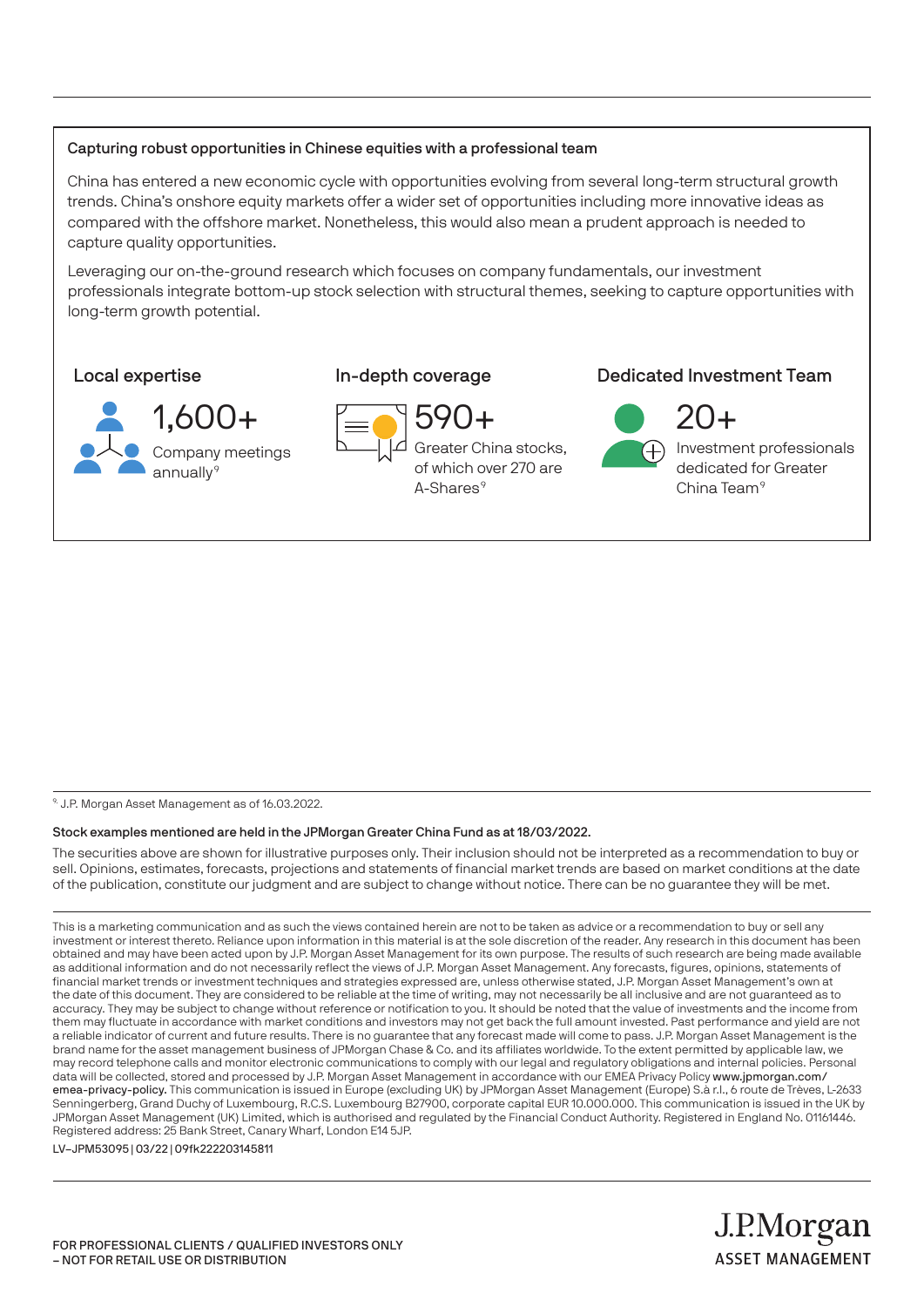## Capturing robust opportunities in Chinese equities with a professional team

China has entered a new economic cycle with opportunities evolving from several long-term structural growth trends. China's onshore equity markets offer a wider set of opportunities including more innovative ideas as compared with the offshore market. Nonetheless, this would also mean a prudent approach is needed to capture quality opportunities.

Leveraging our on-the-ground research which focuses on company fundamentals, our investment professionals integrate bottom-up stock selection with structural themes, seeking to capture opportunities with long-term growth potential.

### Local expertise

1,600+

Company meetings annually[9]

### In-depth coverage

590+

Greater China stocks, of which over 270 are A-Shares[9]

### Dedicated Investment Team

20+

Investment professionals dedicated for Greater China Team[9]

---

[9] J.P. Morgan Asset Management as of 16.03.2022.

**Stock examples mentioned are held in the JPMorgan Greater China Fund as at 18/03/2022.**

The securities above are shown for illustrative purposes only. Their inclusion should not be interpreted as a recommendation to buy or sell. Opinions, estimates, forecasts, projections and statements of financial market trends are based on market conditions at the date of the publication, constitute our judgment and are subject to change without notice. There can be no guarantee they will be met.

This is a marketing communication and as such the views contained herein are not to be taken as advice or a recommendation to buy or sell any investment or interest thereto. Reliance upon information in this material is at the sole discretion of the reader. Any research in this document has been obtained and may have been acted upon by J.P. Morgan Asset Management for its own purpose. The results of such research are being made available as additional information and do not necessarily reflect the views of J.P. Morgan Asset Management. Any forecasts, figures, opinions, statements of financial market trends or investment techniques and strategies expressed are, unless otherwise stated, J.P. Morgan Asset Management's own at the date of this document. They are considered to be reliable at the time of writing, may not necessarily be all inclusive and are not guaranteed as to accuracy. They may be subject to change without reference or notification to you. It should be noted that the value of investments and the income from them may fluctuate in accordance with market conditions and investors may not get back the full amount invested. Past performance and yield are not a reliable indicator of current and future results. There is no guarantee that any forecast made will come to pass. J.P. Morgan Asset Management is the brand name for the asset management business of JPMorgan Chase & Co. and its affiliates worldwide. To the extent permitted by applicable law, we may record telephone calls and monitor electronic communications to comply with our legal and regulatory obligations and internal policies. Personal data will be collected, stored and processed by J.P. Morgan Asset Management in accordance with our EMEA Privacy Policy **www.jpmorgan.com/emea-privacy-policy.** This communication is issued in Europe (excluding UK) by JPMorgan Asset Management (Europe) S.à r.l., 6 route de Trèves, L-2633 Senningerberg, Grand Duchy of Luxembourg, R.C.S. Luxembourg B27900, corporate capital EUR 10.000.000. This communication is issued in the UK by JPMorgan Asset Management (UK) Limited, which is authorised and regulated by the Financial Conduct Authority. Registered in England No. 01161446. Registered address: 25 Bank Street, Canary Wharf, London E14 5JP.

LV–JPM53095 | 03/22 | 09fk222203145811

FOR PROFESSIONAL CLIENTS / QUALIFIED INVESTORS ONLY – NOT FOR RETAIL USE OR DISTRIBUTION

J.P.Morgan ASSET MANAGEMENT